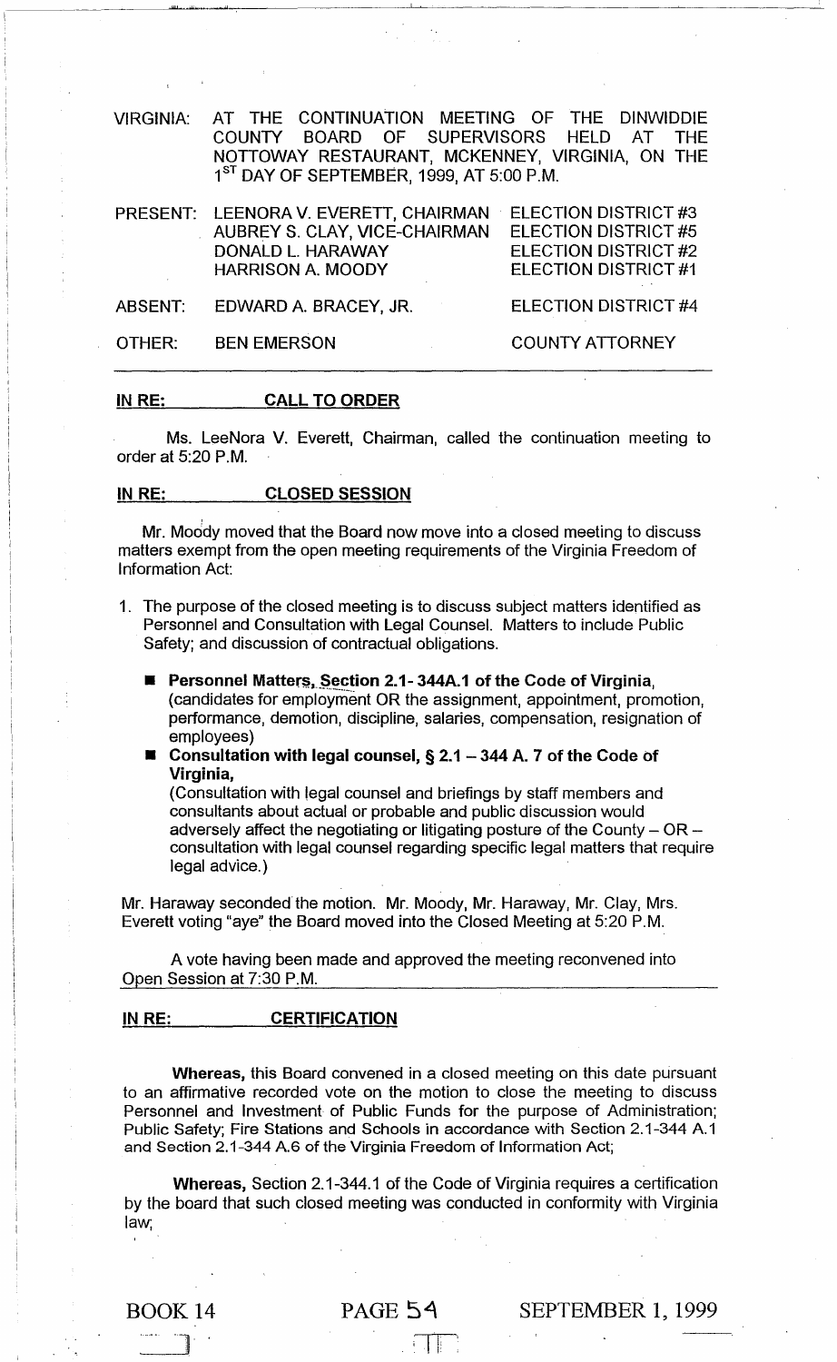VIRGINIA: AT THE CONTINUATION MEETING OF THE DINWIDDIE COUNTY BOARD OF SUPERVISORS HELD AT THE NOTTOWAY RESTAURANT, MCKENNEY, VIRGINIA, ON THE 1ST DAY OF SEPTEMBER, 1999, AT 5:00 P.M.

| | | |
|---|---|---|
| PRESENT: | LEENORA V. EVERETT, CHAIRMAN | ELECTION DISTRICT #3 |
| | AUBREY S. CLAY, VICE-CHAIRMAN | ELECTION DISTRICT #5 |
| | DONALD L. HARAWAY | ELECTION DISTRICT #2 |
| | HARRISON A. MOODY | ELECTION DISTRICT #1 |
| ABSENT: | EDWARD A. BRACEY, JR. | ELECTION DISTRICT #4 |
| OTHER: | BEN EMERSON | COUNTY ATTORNEY |

## IN RE: CALL TO ORDER

Ms. LeeNora V. Everett, Chairman, called the continuation meeting to order at 5:20 P.M.

## IN RE: CLOSED SESSION

Mr. Moody moved that the Board now move into a closed meeting to discuss matters exempt from the open meeting requirements of the Virginia Freedom of Information Act:

1. The purpose of the closed meeting is to discuss subject matters identified as Personnel and Consultation with Legal Counsel. Matters to include Public Safety; and discussion of contractual obligations.

   - **Personnel Matters, Section 2.1- 344A.1 of the Code of Virginia,** (candidates for employment OR the assignment, appointment, promotion, performance, demotion, discipline, salaries, compensation, resignation of employees)
   - **Consultation with legal counsel, § 2.1 – 344 A. 7 of the Code of Virginia,** (Consultation with legal counsel and briefings by staff members and consultants about actual or probable and public discussion would adversely affect the negotiating or litigating posture of the County – OR – consultation with legal counsel regarding specific legal matters that require legal advice.)

Mr. Haraway seconded the motion. Mr. Moody, Mr. Haraway, Mr. Clay, Mrs. Everett voting "aye" the Board moved into the Closed Meeting at 5:20 P.M.

A vote having been made and approved the meeting reconvened into Open Session at 7:30 P.M.

## IN RE: CERTIFICATION

**Whereas,** this Board convened in a closed meeting on this date pursuant to an affirmative recorded vote on the motion to close the meeting to discuss Personnel and Investment of Public Funds for the purpose of Administration; Public Safety; Fire Stations and Schools in accordance with Section 2.1-344 A.1 and Section 2.1-344 A.6 of the Virginia Freedom of Information Act;

**Whereas,** Section 2.1-344.1 of the Code of Virginia requires a certification by the board that such closed meeting was conducted in conformity with Virginia law;

BOOK 14 PAGE 54 SEPTEMBER 1, 1999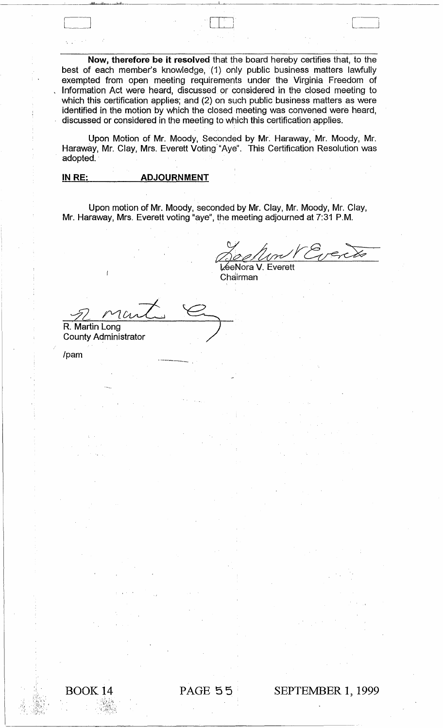**Now, therefore be it resolved** that the board hereby certifies that, to the best of each member's knowledge, (1) only public business matters lawfully exempted from open meeting requirements under the Virginia Freedom of Information Act were heard, discussed or considered in the closed meeting to which this certification applies; and (2) on such public business matters as were identified in the motion by which the closed meeting was convened were heard, discussed or considered in the meeting to which this certification applies.

Upon Motion of Mr. Moody, Seconded by Mr. Haraway, Mr. Moody, Mr. Haraway, Mr. Clay, Mrs. Everett Voting "Aye". This Certification Resolution was adopted.

**IN RE: ADJOURNMENT**

Upon motion of Mr. Moody, seconded by Mr. Clay, Mr. Moody, Mr. Clay, Mr. Haraway, Mrs. Everett voting "aye", the meeting adjourned at 7:31 P.M.

LeeNora V. Everett
Chairman

R. Martin Long
County Administrator

/pam

BOOK 14 PAGE 55 SEPTEMBER 1, 1999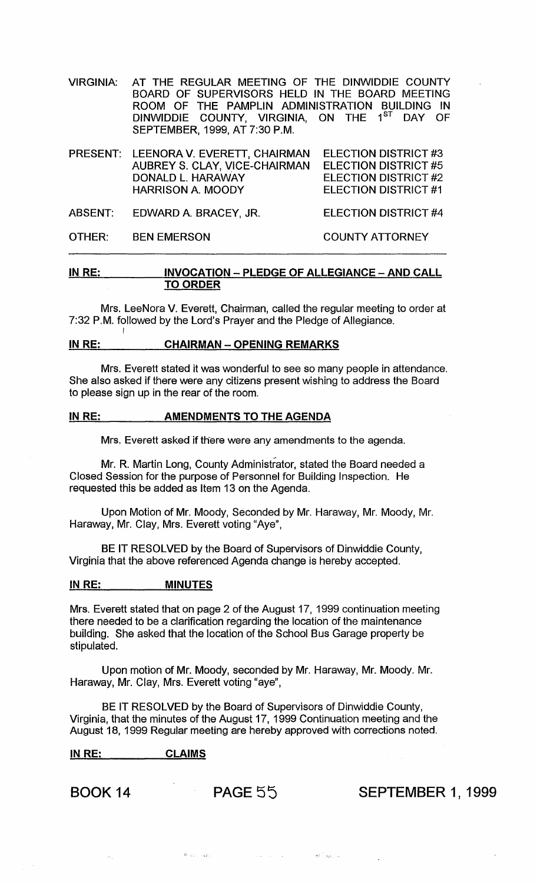VIRGINIA: AT THE REGULAR MEETING OF THE DINWIDDIE COUNTY BOARD OF SUPERVISORS HELD IN THE BOARD MEETING ROOM OF THE PAMPLIN ADMINISTRATION BUILDING IN DINWIDDIE COUNTY, VIRGINIA, ON THE 1ST DAY OF SEPTEMBER, 1999, AT 7:30 P.M.

| | | |
|---|---|---|
| PRESENT: | LEENORA V. EVERETT, CHAIRMAN | ELECTION DISTRICT #3 |
| | AUBREY S. CLAY, VICE-CHAIRMAN | ELECTION DISTRICT #5 |
| | DONALD L. HARAWAY | ELECTION DISTRICT #2 |
| | HARRISON A. MOODY | ELECTION DISTRICT #1 |
| ABSENT: | EDWARD A. BRACEY, JR. | ELECTION DISTRICT #4 |
| OTHER: | BEN EMERSON | COUNTY ATTORNEY |

---

**IN RE: INVOCATION – PLEDGE OF ALLEGIANCE – AND CALL TO ORDER**

Mrs. LeeNora V. Everett, Chairman, called the regular meeting to order at 7:32 P.M. followed by the Lord's Prayer and the Pledge of Allegiance.

**IN RE: CHAIRMAN – OPENING REMARKS**

Mrs. Everett stated it was wonderful to see so many people in attendance. She also asked if there were any citizens present wishing to address the Board to please sign up in the rear of the room.

**IN RE: AMENDMENTS TO THE AGENDA**

Mrs. Everett asked if there were any amendments to the agenda.

Mr. R. Martin Long, County Administrator, stated the Board needed a Closed Session for the purpose of Personnel for Building Inspection. He requested this be added as Item 13 on the Agenda.

Upon Motion of Mr. Moody, Seconded by Mr. Haraway, Mr. Moody, Mr. Haraway, Mr. Clay, Mrs. Everett voting "Aye",

BE IT RESOLVED by the Board of Supervisors of Dinwiddie County, Virginia that the above referenced Agenda change is hereby accepted.

**IN RE: MINUTES**

Mrs. Everett stated that on page 2 of the August 17, 1999 continuation meeting there needed to be a clarification regarding the location of the maintenance building. She asked that the location of the School Bus Garage property be stipulated.

Upon motion of Mr. Moody, seconded by Mr. Haraway, Mr. Moody. Mr. Haraway, Mr. Clay, Mrs. Everett voting "aye",

BE IT RESOLVED by the Board of Supervisors of Dinwiddie County, Virginia, that the minutes of the August 17, 1999 Continuation meeting and the August 18, 1999 Regular meeting are hereby approved with corrections noted.

**IN RE: CLAIMS**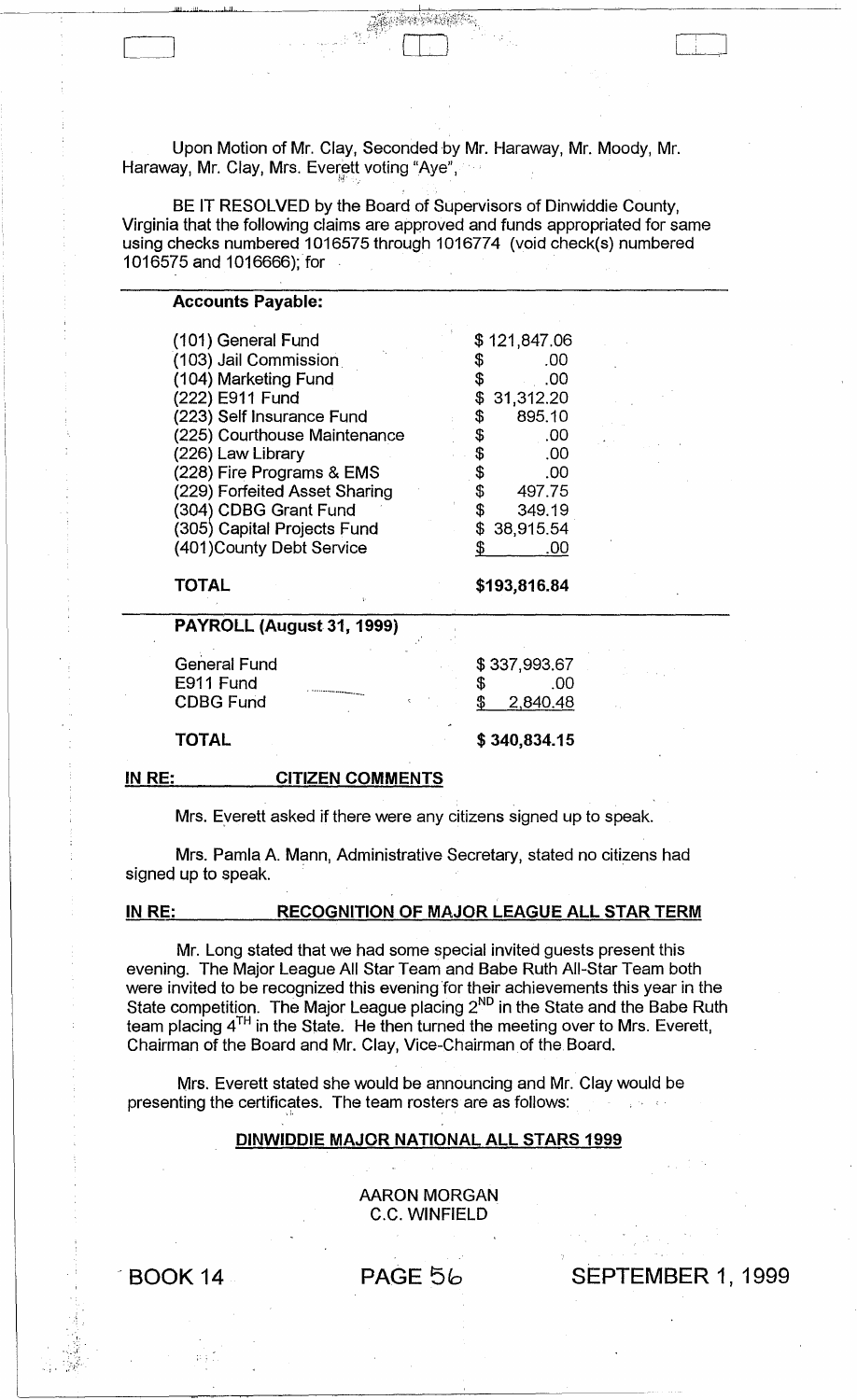Upon Motion of Mr. Clay, Seconded by Mr. Haraway, Mr. Moody, Mr. Haraway, Mr. Clay, Mrs. Everett voting "Aye",

BE IT RESOLVED by the Board of Supervisors of Dinwiddie County, Virginia that the following claims are approved and funds appropriated for same using checks numbered 1016575 through 1016774 (void check(s) numbered 1016575 and 1016666); for

| Accounts Payable: | |
|---|---|
| (101) General Fund | $ 121,847.06 |
| (103) Jail Commission | $ .00 |
| (104) Marketing Fund | $ .00 |
| (222) E911 Fund | $ 31,312.20 |
| (223) Self Insurance Fund | $ 895.10 |
| (225) Courthouse Maintenance | $ .00 |
| (226) Law Library | $ .00 |
| (228) Fire Programs & EMS | $ .00 |
| (229) Forfeited Asset Sharing | $ 497.75 |
| (304) CDBG Grant Fund | $ 349.19 |
| (305) Capital Projects Fund | $ 38,915.54 |
| (401)County Debt Service | $ .00 |
| **TOTAL** | **$193,816.84** |

| PAYROLL (August 31, 1999) | |
|---|---|
| General Fund | $ 337,993.67 |
| E911 Fund | $ .00 |
| CDBG Fund | $ 2,840.48 |
| **TOTAL** | **$ 340,834.15** |

**IN RE: CITIZEN COMMENTS**

Mrs. Everett asked if there were any citizens signed up to speak.

Mrs. Pamla A. Mann, Administrative Secretary, stated no citizens had signed up to speak.

**IN RE: RECOGNITION OF MAJOR LEAGUE ALL STAR TERM**

Mr. Long stated that we had some special invited guests present this evening. The Major League All Star Team and Babe Ruth All-Star Team both were invited to be recognized this evening for their achievements this year in the State competition. The Major League placing 2ND in the State and the Babe Ruth team placing 4TH in the State. He then turned the meeting over to Mrs. Everett, Chairman of the Board and Mr. Clay, Vice-Chairman of the Board.

Mrs. Everett stated she would be announcing and Mr. Clay would be presenting the certificates. The team rosters are as follows:

**DINWIDDIE MAJOR NATIONAL ALL STARS 1999**

AARON MORGAN
C.C. WINFIELD

BOOK 14 PAGE 56 SEPTEMBER 1, 1999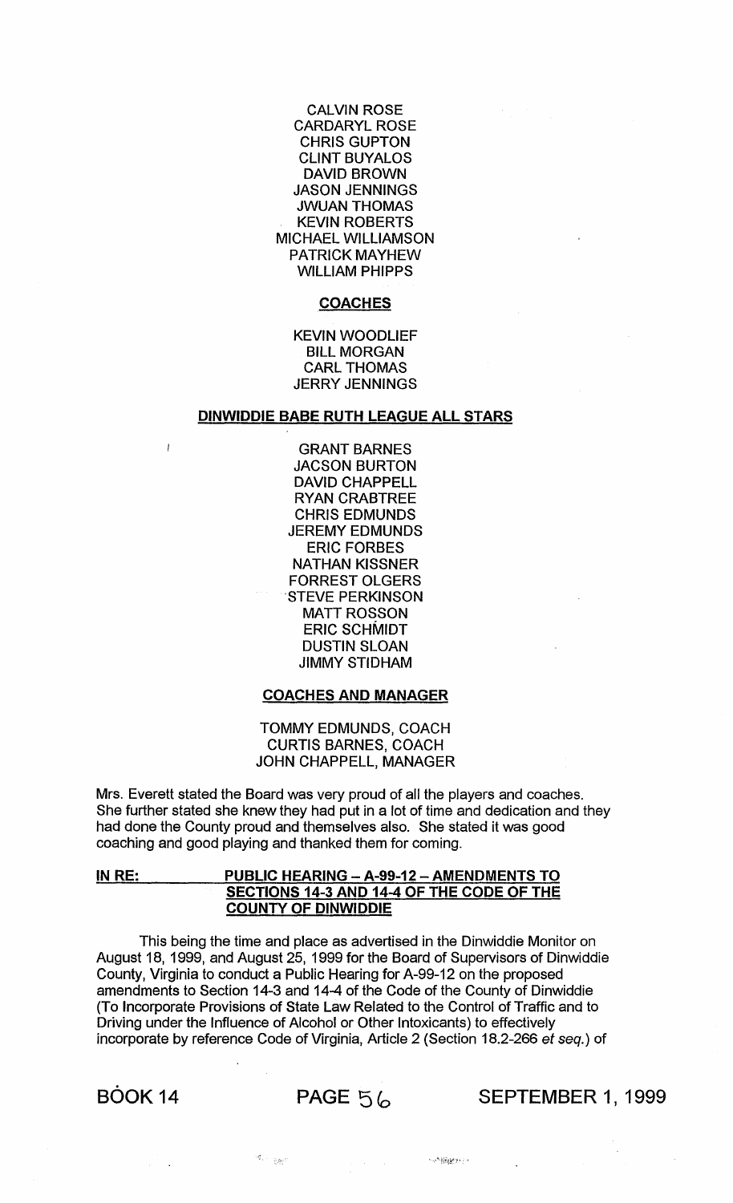CALVIN ROSE
CARDARYL ROSE
CHRIS GUPTON
CLINT BUYALOS
DAVID BROWN
JASON JENNINGS
JWUAN THOMAS
KEVIN ROBERTS
MICHAEL WILLIAMSON
PATRICK MAYHEW
WILLIAM PHIPPS

**COACHES**

KEVIN WOODLIEF
BILL MORGAN
CARL THOMAS
JERRY JENNINGS

**DINWIDDIE BABE RUTH LEAGUE ALL STARS**

GRANT BARNES
JACSON BURTON
DAVID CHAPPELL
RYAN CRABTREE
CHRIS EDMUNDS
JEREMY EDMUNDS
ERIC FORBES
NATHAN KISSNER
FORREST OLGERS
STEVE PERKINSON
MATT ROSSON
ERIC SCHMIDT
DUSTIN SLOAN
JIMMY STIDHAM

**COACHES AND MANAGER**

TOMMY EDMUNDS, COACH
CURTIS BARNES, COACH
JOHN CHAPPELL, MANAGER

Mrs. Everett stated the Board was very proud of all the players and coaches. She further stated she knew they had put in a lot of time and dedication and they had done the County proud and themselves also. She stated it was good coaching and good playing and thanked them for coming.

**IN RE: PUBLIC HEARING – A-99-12 – AMENDMENTS TO SECTIONS 14-3 AND 14-4 OF THE CODE OF THE COUNTY OF DINWIDDIE**

This being the time and place as advertised in the Dinwiddie Monitor on August 18, 1999, and August 25, 1999 for the Board of Supervisors of Dinwiddie County, Virginia to conduct a Public Hearing for A-99-12 on the proposed amendments to Section 14-3 and 14-4 of the Code of the County of Dinwiddie (To Incorporate Provisions of State Law Related to the Control of Traffic and to Driving under the Influence of Alcohol or Other Intoxicants) to effectively incorporate by reference Code of Virginia, Article 2 (Section 18.2-266 *et seq.*) of

BOOK 14 PAGE 56 SEPTEMBER 1, 1999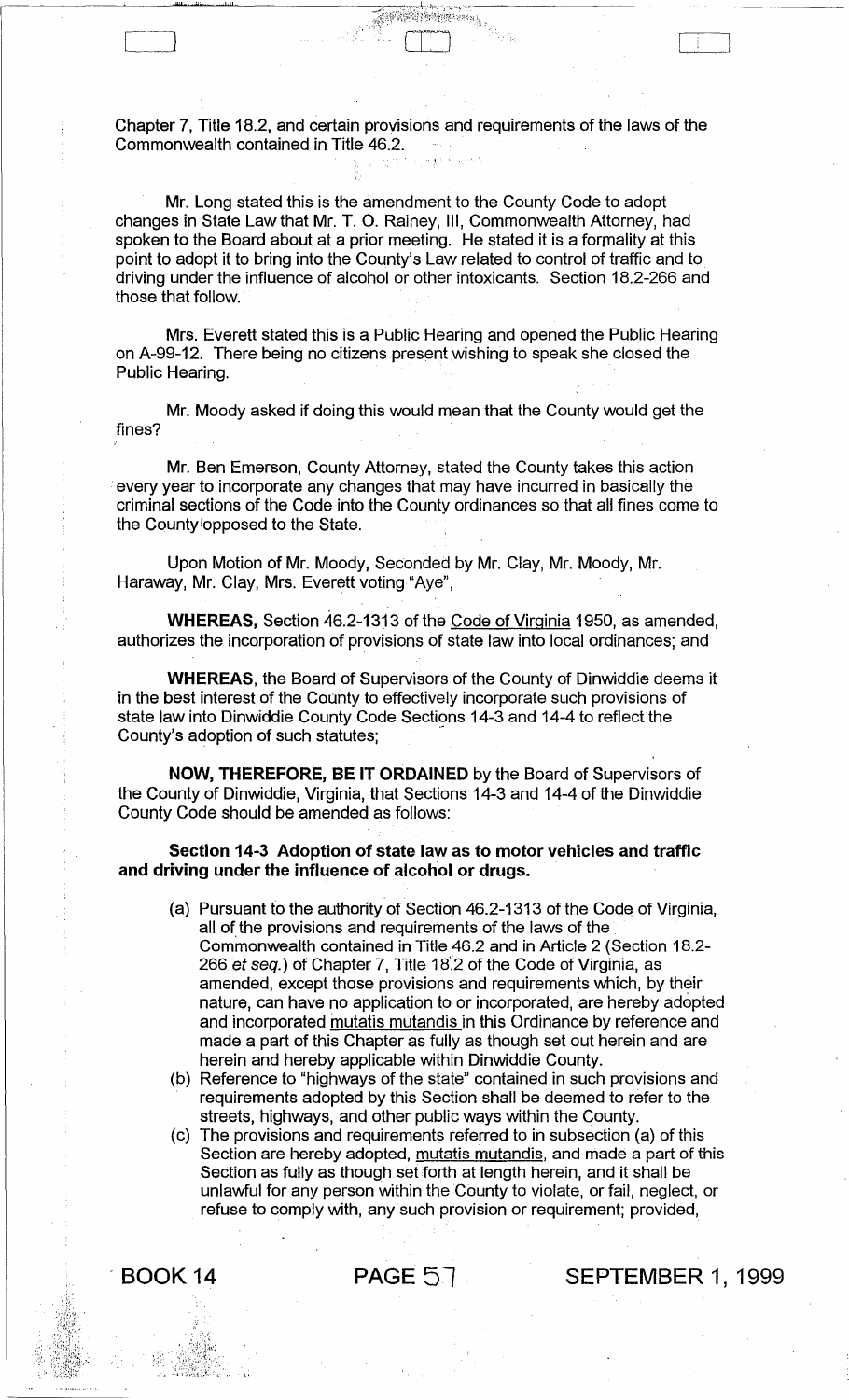Chapter 7, Title 18.2, and certain provisions and requirements of the laws of the Commonwealth contained in Title 46.2.

Mr. Long stated this is the amendment to the County Code to adopt changes in State Law that Mr. T. O. Rainey, III, Commonwealth Attorney, had spoken to the Board about at a prior meeting. He stated it is a formality at this point to adopt it to bring into the County's Law related to control of traffic and to driving under the influence of alcohol or other intoxicants. Section 18.2-266 and those that follow.

Mrs. Everett stated this is a Public Hearing and opened the Public Hearing on A-99-12. There being no citizens present wishing to speak she closed the Public Hearing.

Mr. Moody asked if doing this would mean that the County would get the fines?

Mr. Ben Emerson, County Attorney, stated the County takes this action every year to incorporate any changes that may have incurred in basically the criminal sections of the Code into the County ordinances so that all fines come to the County opposed to the State.

Upon Motion of Mr. Moody, Seconded by Mr. Clay, Mr. Moody, Mr. Haraway, Mr. Clay, Mrs. Everett voting "Aye",

**WHEREAS,** Section 46.2-1313 of the Code of Virginia 1950, as amended, authorizes the incorporation of provisions of state law into local ordinances; and

**WHEREAS,** the Board of Supervisors of the County of Dinwiddie deems it in the best interest of the County to effectively incorporate such provisions of state law into Dinwiddie County Code Sections 14-3 and 14-4 to reflect the County's adoption of such statutes;

**NOW, THEREFORE, BE IT ORDAINED** by the Board of Supervisors of the County of Dinwiddie, Virginia, that Sections 14-3 and 14-4 of the Dinwiddie County Code should be amended as follows:

**Section 14-3 Adoption of state law as to motor vehicles and traffic and driving under the influence of alcohol or drugs.**

(a) Pursuant to the authority of Section 46.2-1313 of the Code of Virginia, all of the provisions and requirements of the laws of the Commonwealth contained in Title 46.2 and in Article 2 (Section 18.2-266 *et seq.*) of Chapter 7, Title 18.2 of the Code of Virginia, as amended, except those provisions and requirements which, by their nature, can have no application to or incorporated, are hereby adopted and incorporated mutatis mutandis in this Ordinance by reference and made a part of this Chapter as fully as though set out herein and are herein and hereby applicable within Dinwiddie County.

(b) Reference to "highways of the state" contained in such provisions and requirements adopted by this Section shall be deemed to refer to the streets, highways, and other public ways within the County.

(c) The provisions and requirements referred to in subsection (a) of this Section are hereby adopted, mutatis mutandis, and made a part of this Section as fully as though set forth at length herein, and it shall be unlawful for any person within the County to violate, or fail, neglect, or refuse to comply with, any such provision or requirement; provided,

BOOK 14 PAGE 57 SEPTEMBER 1, 1999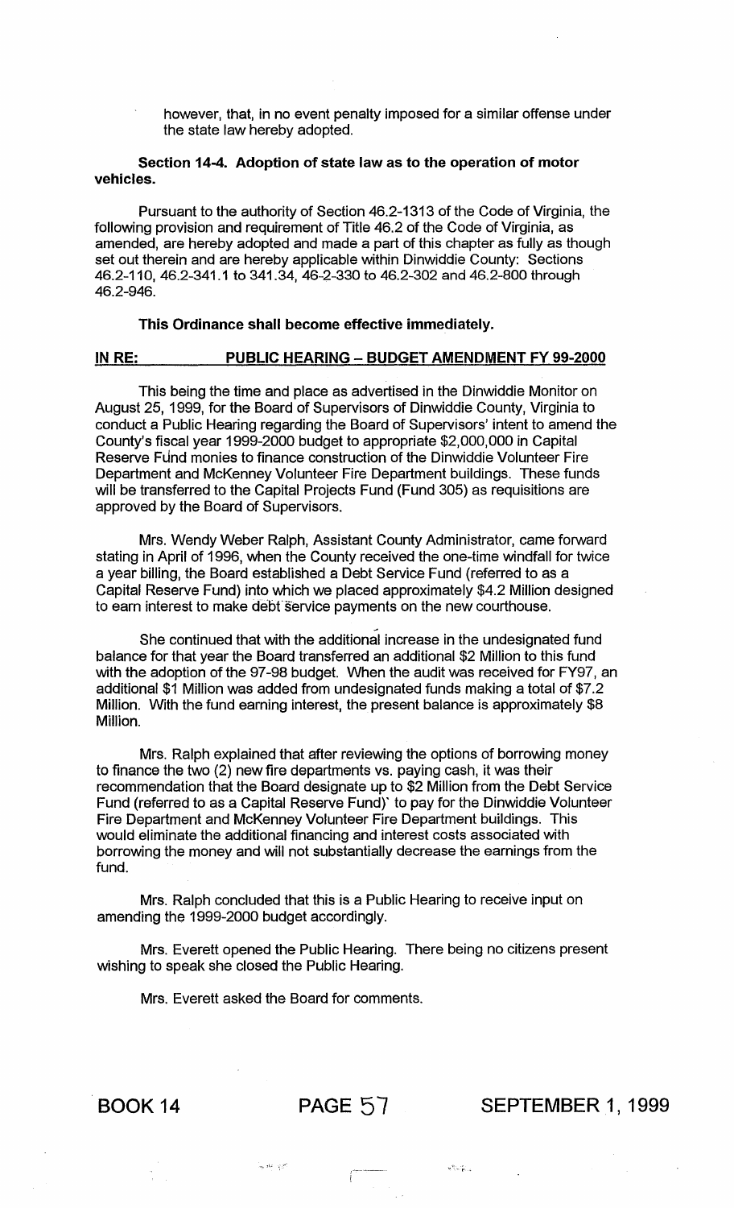however, that, in no event penalty imposed for a similar offense under the state law hereby adopted.

**Section 14-4. Adoption of state law as to the operation of motor vehicles.**

Pursuant to the authority of Section 46.2-1313 of the Code of Virginia, the following provision and requirement of Title 46.2 of the Code of Virginia, as amended, are hereby adopted and made a part of this chapter as fully as though set out therein and are hereby applicable within Dinwiddie County: Sections 46.2-110, 46.2-341.1 to 341.34, 46-2-330 to 46.2-302 and 46.2-800 through 46.2-946.

**This Ordinance shall become effective immediately.**

**IN RE: PUBLIC HEARING – BUDGET AMENDMENT FY 99-2000**

This being the time and place as advertised in the Dinwiddie Monitor on August 25, 1999, for the Board of Supervisors of Dinwiddie County, Virginia to conduct a Public Hearing regarding the Board of Supervisors' intent to amend the County's fiscal year 1999-2000 budget to appropriate $2,000,000 in Capital Reserve Fund monies to finance construction of the Dinwiddie Volunteer Fire Department and McKenney Volunteer Fire Department buildings. These funds will be transferred to the Capital Projects Fund (Fund 305) as requisitions are approved by the Board of Supervisors.

Mrs. Wendy Weber Ralph, Assistant County Administrator, came forward stating in April of 1996, when the County received the one-time windfall for twice a year billing, the Board established a Debt Service Fund (referred to as a Capital Reserve Fund) into which we placed approximately $4.2 Million designed to earn interest to make debt service payments on the new courthouse.

She continued that with the additional increase in the undesignated fund balance for that year the Board transferred an additional $2 Million to this fund with the adoption of the 97-98 budget. When the audit was received for FY97, an additional $1 Million was added from undesignated funds making a total of $7.2 Million. With the fund earning interest, the present balance is approximately $8 Million.

Mrs. Ralph explained that after reviewing the options of borrowing money to finance the two (2) new fire departments vs. paying cash, it was their recommendation that the Board designate up to $2 Million from the Debt Service Fund (referred to as a Capital Reserve Fund) to pay for the Dinwiddie Volunteer Fire Department and McKenney Volunteer Fire Department buildings. This would eliminate the additional financing and interest costs associated with borrowing the money and will not substantially decrease the earnings from the fund.

Mrs. Ralph concluded that this is a Public Hearing to receive input on amending the 1999-2000 budget accordingly.

Mrs. Everett opened the Public Hearing. There being no citizens present wishing to speak she closed the Public Hearing.

Mrs. Everett asked the Board for comments.

BOOK 14 PAGE 57 SEPTEMBER 1, 1999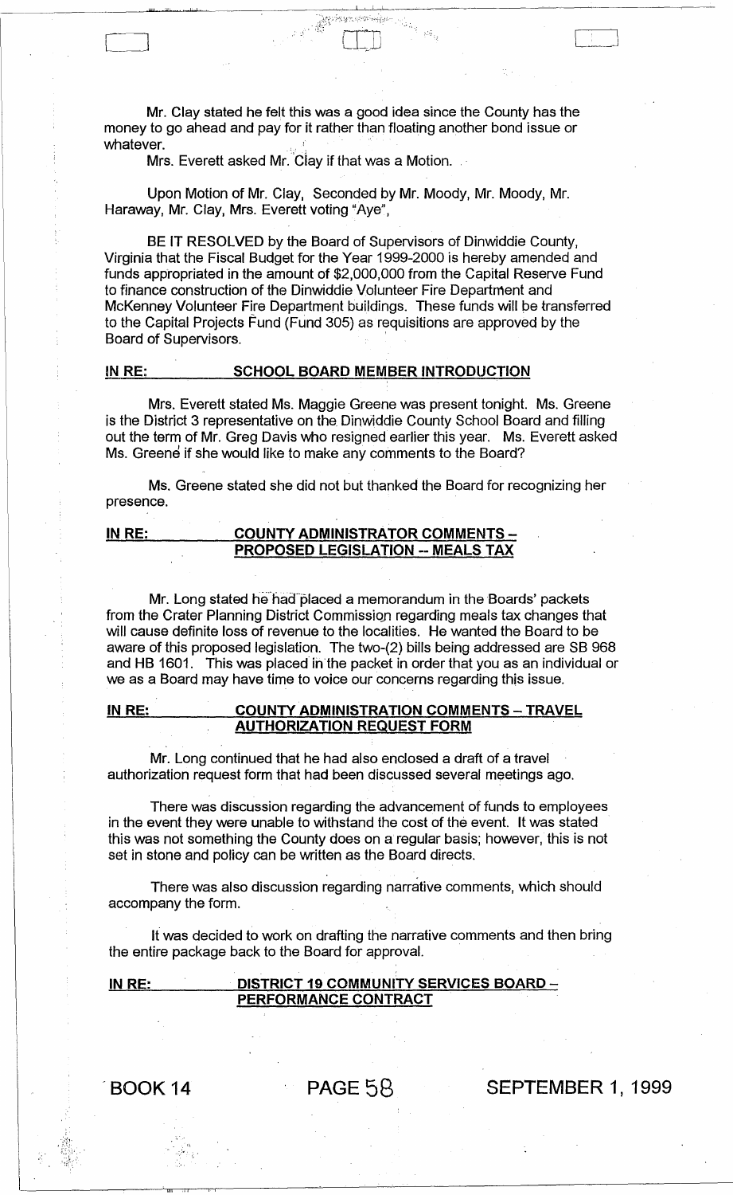Mr. Clay stated he felt this was a good idea since the County has the money to go ahead and pay for it rather than floating another bond issue or whatever.

Mrs. Everett asked Mr. Clay if that was a Motion.

Upon Motion of Mr. Clay, Seconded by Mr. Moody, Mr. Moody, Mr. Haraway, Mr. Clay, Mrs. Everett voting "Aye",

BE IT RESOLVED by the Board of Supervisors of Dinwiddie County, Virginia that the Fiscal Budget for the Year 1999-2000 is hereby amended and funds appropriated in the amount of $2,000,000 from the Capital Reserve Fund to finance construction of the Dinwiddie Volunteer Fire Department and McKenney Volunteer Fire Department buildings. These funds will be transferred to the Capital Projects Fund (Fund 305) as requisitions are approved by the Board of Supervisors.

**IN RE: SCHOOL BOARD MEMBER INTRODUCTION**

Mrs. Everett stated Ms. Maggie Greene was present tonight. Ms. Greene is the District 3 representative on the Dinwiddie County School Board and filling out the term of Mr. Greg Davis who resigned earlier this year. Ms. Everett asked Ms. Greene if she would like to make any comments to the Board?

Ms. Greene stated she did not but thanked the Board for recognizing her presence.

**IN RE: COUNTY ADMINISTRATOR COMMENTS – PROPOSED LEGISLATION -- MEALS TAX**

Mr. Long stated he had placed a memorandum in the Boards' packets from the Crater Planning District Commission regarding meals tax changes that will cause definite loss of revenue to the localities. He wanted the Board to be aware of this proposed legislation. The two-(2) bills being addressed are SB 968 and HB 1601. This was placed in the packet in order that you as an individual or we as a Board may have time to voice our concerns regarding this issue.

**IN RE: COUNTY ADMINISTRATION COMMENTS – TRAVEL AUTHORIZATION REQUEST FORM**

Mr. Long continued that he had also enclosed a draft of a travel authorization request form that had been discussed several meetings ago.

There was discussion regarding the advancement of funds to employees in the event they were unable to withstand the cost of the event. It was stated this was not something the County does on a regular basis; however, this is not set in stone and policy can be written as the Board directs.

There was also discussion regarding narrative comments, which should accompany the form.

It was decided to work on drafting the narrative comments and then bring the entire package back to the Board for approval.

**IN RE: DISTRICT 19 COMMUNITY SERVICES BOARD – PERFORMANCE CONTRACT**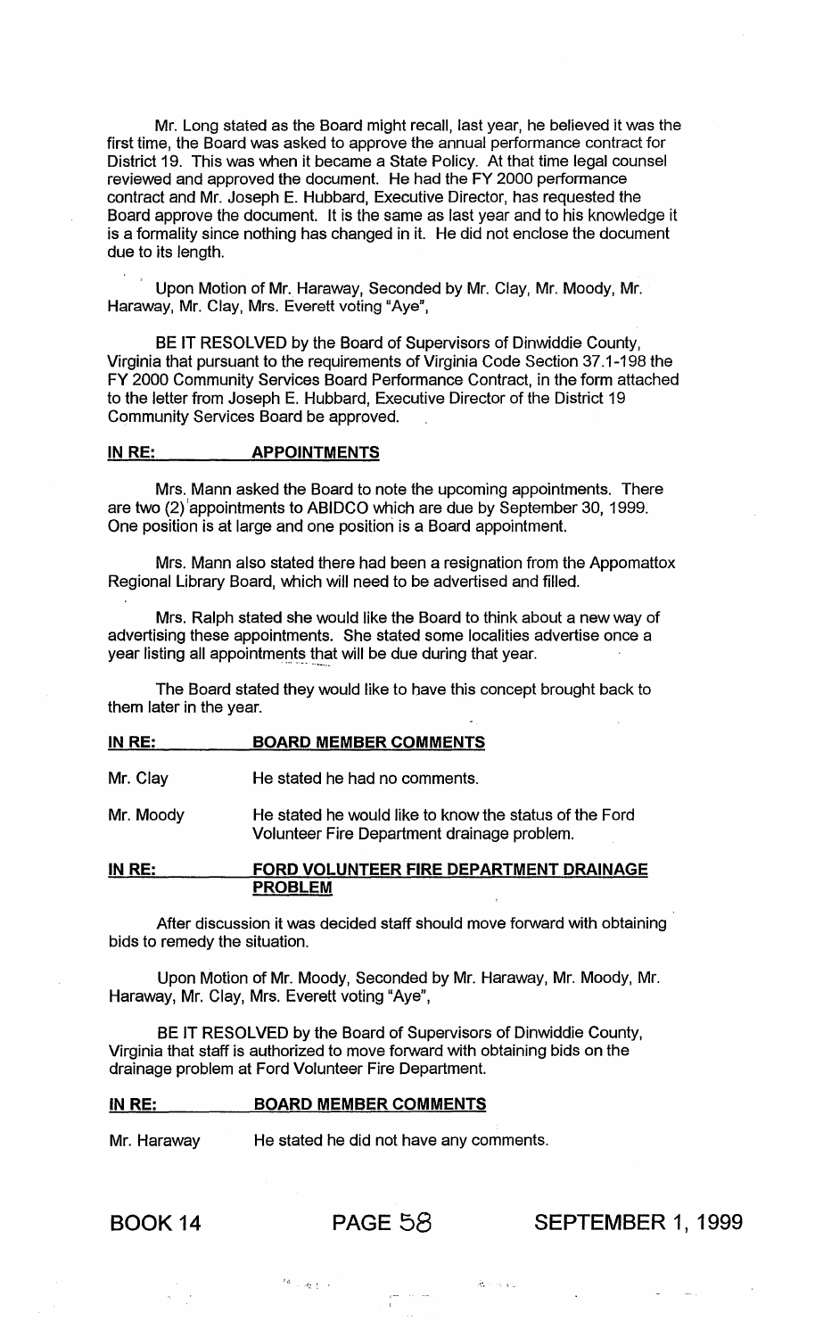Mr. Long stated as the Board might recall, last year, he believed it was the first time, the Board was asked to approve the annual performance contract for District 19. This was when it became a State Policy. At that time legal counsel reviewed and approved the document. He had the FY 2000 performance contract and Mr. Joseph E. Hubbard, Executive Director, has requested the Board approve the document. It is the same as last year and to his knowledge it is a formality since nothing has changed in it. He did not enclose the document due to its length.

Upon Motion of Mr. Haraway, Seconded by Mr. Clay, Mr. Moody, Mr. Haraway, Mr. Clay, Mrs. Everett voting "Aye",

BE IT RESOLVED by the Board of Supervisors of Dinwiddie County, Virginia that pursuant to the requirements of Virginia Code Section 37.1-198 the FY 2000 Community Services Board Performance Contract, in the form attached to the letter from Joseph E. Hubbard, Executive Director of the District 19 Community Services Board be approved.

**IN RE: APPOINTMENTS**

Mrs. Mann asked the Board to note the upcoming appointments. There are two (2) appointments to ABIDCO which are due by September 30, 1999. One position is at large and one position is a Board appointment.

Mrs. Mann also stated there had been a resignation from the Appomattox Regional Library Board, which will need to be advertised and filled.

Mrs. Ralph stated she would like the Board to think about a new way of advertising these appointments. She stated some localities advertise once a year listing all appointments that will be due during that year.

The Board stated they would like to have this concept brought back to them later in the year.

**IN RE: BOARD MEMBER COMMENTS**

Mr. Clay — He stated he had no comments.

Mr. Moody — He stated he would like to know the status of the Ford Volunteer Fire Department drainage problem.

**IN RE: FORD VOLUNTEER FIRE DEPARTMENT DRAINAGE PROBLEM**

After discussion it was decided staff should move forward with obtaining bids to remedy the situation.

Upon Motion of Mr. Moody, Seconded by Mr. Haraway, Mr. Moody, Mr. Haraway, Mr. Clay, Mrs. Everett voting "Aye",

BE IT RESOLVED by the Board of Supervisors of Dinwiddie County, Virginia that staff is authorized to move forward with obtaining bids on the drainage problem at Ford Volunteer Fire Department.

**IN RE: BOARD MEMBER COMMENTS**

Mr. Haraway — He stated he did not have any comments.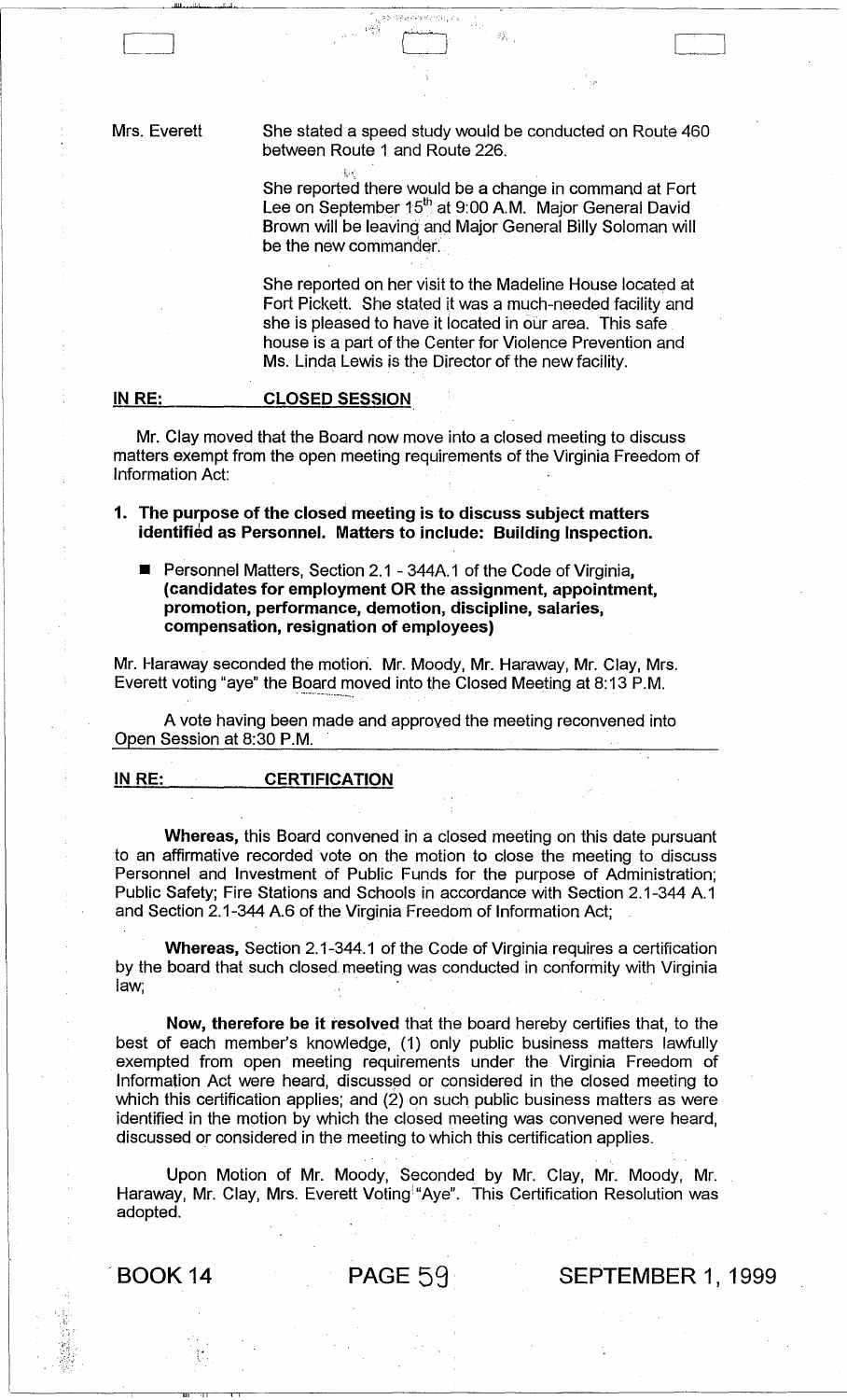Mrs. Everett — She stated a speed study would be conducted on Route 460 between Route 1 and Route 226.

She reported there would be a change in command at Fort Lee on September 15th at 9:00 A.M. Major General David Brown will be leaving and Major General Billy Soloman will be the new commander.

She reported on her visit to the Madeline House located at Fort Pickett. She stated it was a much-needed facility and she is pleased to have it located in our area. This safe house is a part of the Center for Violence Prevention and Ms. Linda Lewis is the Director of the new facility.

**IN RE: CLOSED SESSION**

Mr. Clay moved that the Board now move into a closed meeting to discuss matters exempt from the open meeting requirements of the Virginia Freedom of Information Act:

1. **The purpose of the closed meeting is to discuss subject matters identified as Personnel. Matters to include: Building Inspection.**

   - Personnel Matters, Section 2.1 - 344A.1 of the Code of Virginia, **(candidates for employment OR the assignment, appointment, promotion, performance, demotion, discipline, salaries, compensation, resignation of employees)**

Mr. Haraway seconded the motion. Mr. Moody, Mr. Haraway, Mr. Clay, Mrs. Everett voting "aye" the Board moved into the Closed Meeting at 8:13 P.M.

A vote having been made and approved the meeting reconvened into Open Session at 8:30 P.M.

**IN RE: CERTIFICATION**

**Whereas,** this Board convened in a closed meeting on this date pursuant to an affirmative recorded vote on the motion to close the meeting to discuss Personnel and Investment of Public Funds for the purpose of Administration; Public Safety; Fire Stations and Schools in accordance with Section 2.1-344 A.1 and Section 2.1-344 A.6 of the Virginia Freedom of Information Act;

**Whereas,** Section 2.1-344.1 of the Code of Virginia requires a certification by the board that such closed meeting was conducted in conformity with Virginia law;

**Now, therefore be it resolved** that the board hereby certifies that, to the best of each member's knowledge, (1) only public business matters lawfully exempted from open meeting requirements under the Virginia Freedom of Information Act were heard, discussed or considered in the closed meeting to which this certification applies; and (2) on such public business matters as were identified in the motion by which the closed meeting was convened were heard, discussed or considered in the meeting to which this certification applies.

Upon Motion of Mr. Moody, Seconded by Mr. Clay, Mr. Moody, Mr. Haraway, Mr. Clay, Mrs. Everett Voting "Aye". This Certification Resolution was adopted.

BOOK 14 PAGE 59 SEPTEMBER 1, 1999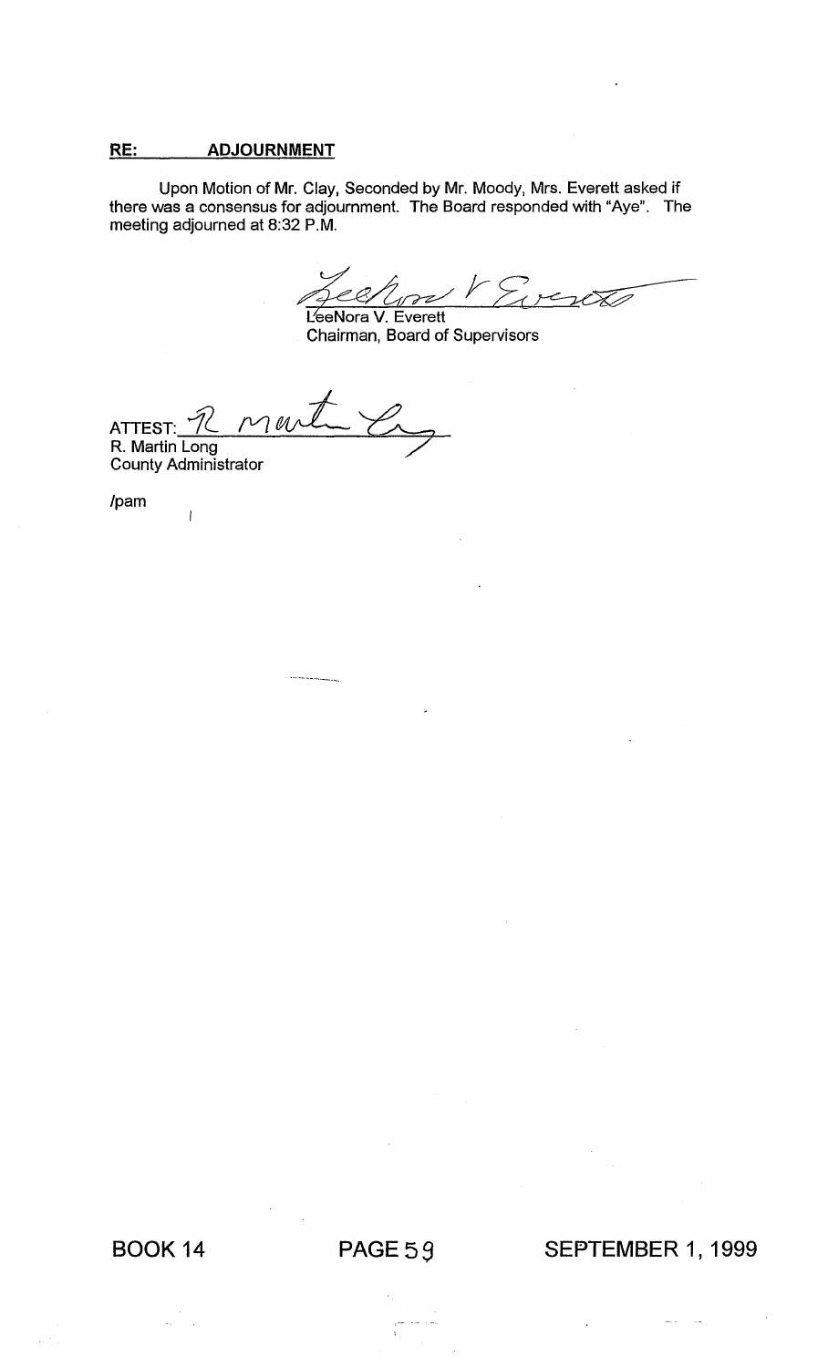**RE: ADJOURNMENT**

Upon Motion of Mr. Clay, Seconded by Mr. Moody, Mrs. Everett asked if there was a consensus for adjournment. The Board responded with "Aye". The meeting adjourned at 8:32 P.M.

LeeNora V. Everett
Chairman, Board of Supervisors

ATTEST:
R. Martin Long
County Administrator

/pam

BOOK 14 PAGE 59 SEPTEMBER 1, 1999